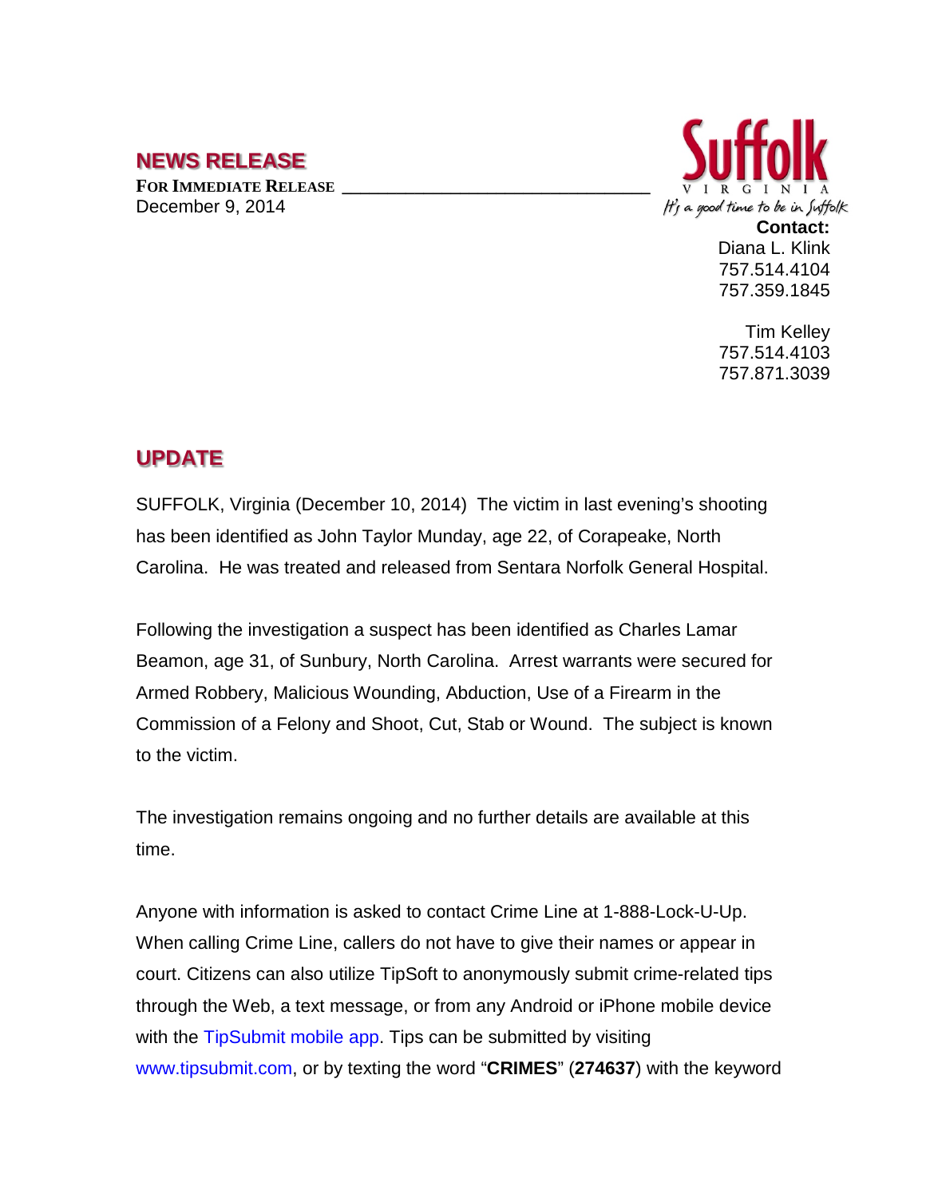## NEWS RELEASE

**FOR IMMEDIATE RELEASE**
December 9, 2014

Suffolk
VIRGINIA
*It's a good time to be in Suffolk*

**Contact:**
Diana L. Klink
757.514.4104
757.359.1845

Tim Kelley
757.514.4103
757.871.3039

## UPDATE

SUFFOLK, Virginia (December 10, 2014) The victim in last evening's shooting has been identified as John Taylor Munday, age 22, of Corapeake, North Carolina. He was treated and released from Sentara Norfolk General Hospital.

Following the investigation a suspect has been identified as Charles Lamar Beamon, age 31, of Sunbury, North Carolina. Arrest warrants were secured for Armed Robbery, Malicious Wounding, Abduction, Use of a Firearm in the Commission of a Felony and Shoot, Cut, Stab or Wound. The subject is known to the victim.

The investigation remains ongoing and no further details are available at this time.

Anyone with information is asked to contact Crime Line at 1-888-Lock-U-Up. When calling Crime Line, callers do not have to give their names or appear in court. Citizens can also utilize TipSoft to anonymously submit crime-related tips through the Web, a text message, or from any Android or iPhone mobile device with the TipSubmit mobile app. Tips can be submitted by visiting www.tipsubmit.com, or by texting the word "**CRIMES**" (**274637**) with the keyword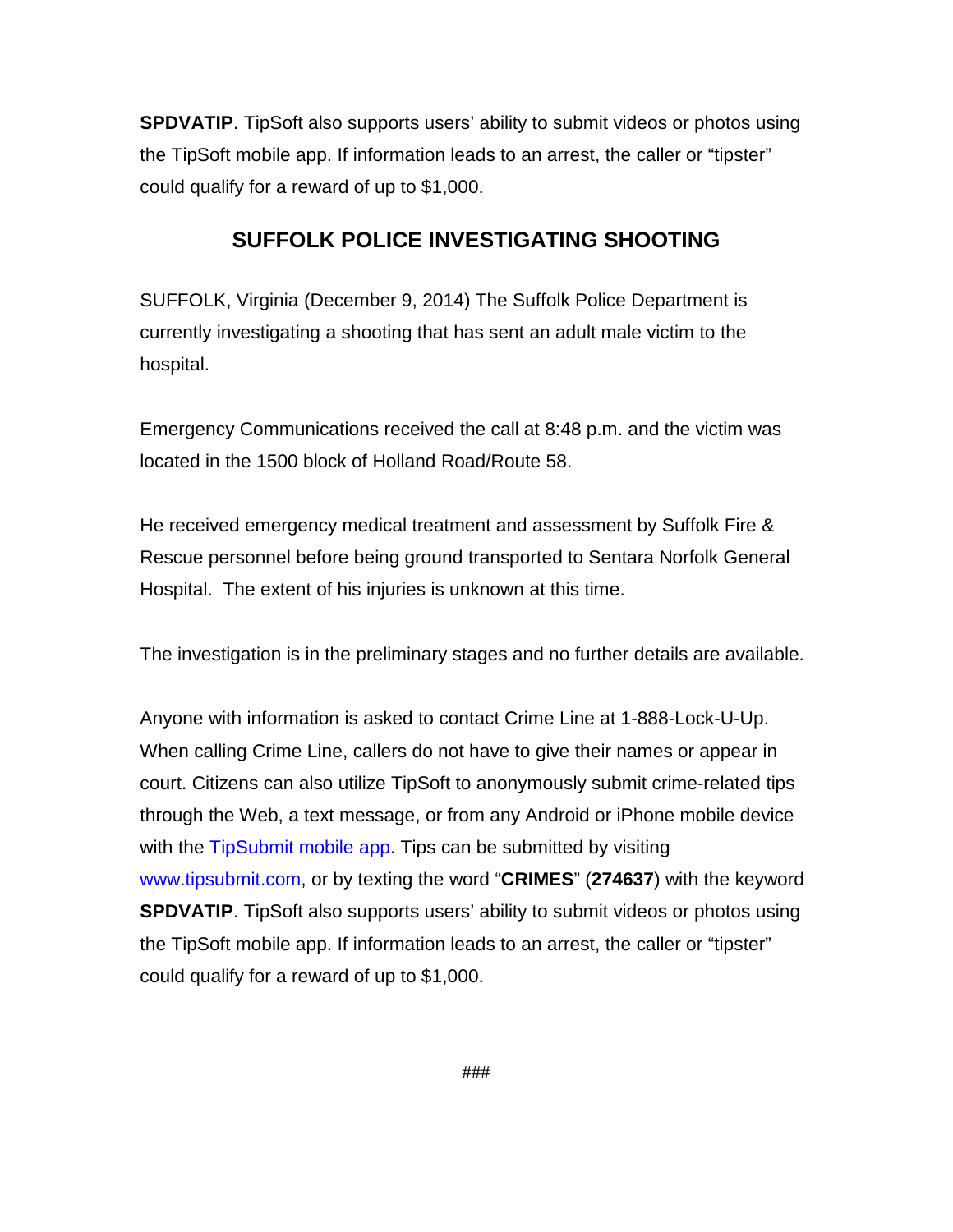**SPDVATIP**. TipSoft also supports users' ability to submit videos or photos using the TipSoft mobile app. If information leads to an arrest, the caller or "tipster" could qualify for a reward of up to $1,000.

## SUFFOLK POLICE INVESTIGATING SHOOTING

SUFFOLK, Virginia (December 9, 2014) The Suffolk Police Department is currently investigating a shooting that has sent an adult male victim to the hospital.

Emergency Communications received the call at 8:48 p.m. and the victim was located in the 1500 block of Holland Road/Route 58.

He received emergency medical treatment and assessment by Suffolk Fire & Rescue personnel before being ground transported to Sentara Norfolk General Hospital. The extent of his injuries is unknown at this time.

The investigation is in the preliminary stages and no further details are available.

Anyone with information is asked to contact Crime Line at 1-888-Lock-U-Up. When calling Crime Line, callers do not have to give their names or appear in court. Citizens can also utilize TipSoft to anonymously submit crime-related tips through the Web, a text message, or from any Android or iPhone mobile device with the TipSubmit mobile app. Tips can be submitted by visiting www.tipsubmit.com, or by texting the word "**CRIMES**" (**274637**) with the keyword **SPDVATIP**. TipSoft also supports users' ability to submit videos or photos using the TipSoft mobile app. If information leads to an arrest, the caller or "tipster" could qualify for a reward of up to $1,000.

###